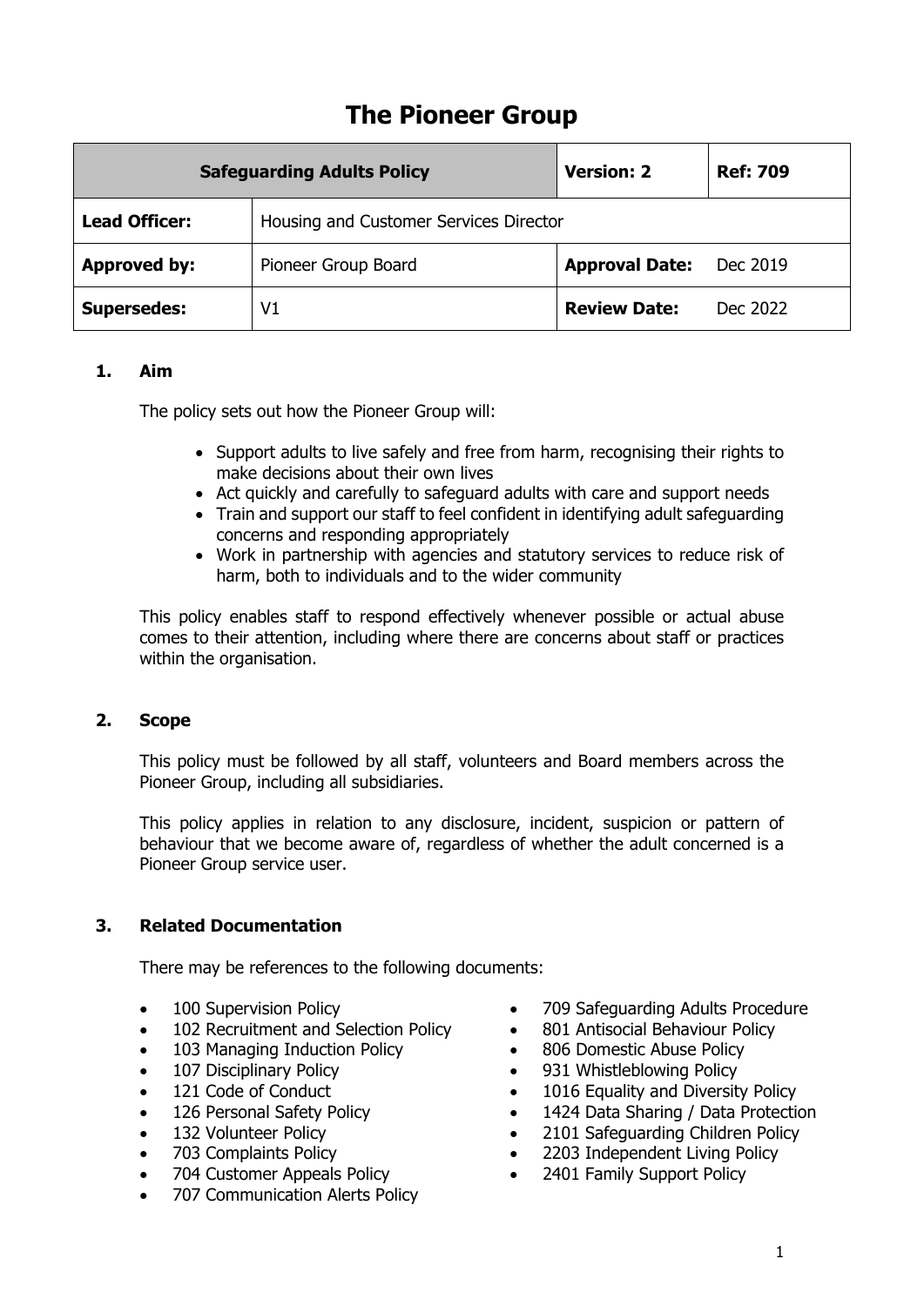# The Pioneer Group

| Safeguarding Adults Policy | | Version: 2 | Ref: 709 |
|---|---|---|---|
| **Lead Officer:** | Housing and Customer Services Director | | |
| **Approved by:** | Pioneer Group Board | **Approval Date:** | Dec 2019 |
| **Supersedes:** | V1 | **Review Date:** | Dec 2022 |

## 1. Aim

The policy sets out how the Pioneer Group will:

- Support adults to live safely and free from harm, recognising their rights to make decisions about their own lives
- Act quickly and carefully to safeguard adults with care and support needs
- Train and support our staff to feel confident in identifying adult safeguarding concerns and responding appropriately
- Work in partnership with agencies and statutory services to reduce risk of harm, both to individuals and to the wider community

This policy enables staff to respond effectively whenever possible or actual abuse comes to their attention, including where there are concerns about staff or practices within the organisation.

## 2. Scope

This policy must be followed by all staff, volunteers and Board members across the Pioneer Group, including all subsidiaries.

This policy applies in relation to any disclosure, incident, suspicion or pattern of behaviour that we become aware of, regardless of whether the adult concerned is a Pioneer Group service user.

## 3. Related Documentation

There may be references to the following documents:

- 100 Supervision Policy
- 102 Recruitment and Selection Policy
- 103 Managing Induction Policy
- 107 Disciplinary Policy
- 121 Code of Conduct
- 126 Personal Safety Policy
- 132 Volunteer Policy
- 703 Complaints Policy
- 704 Customer Appeals Policy
- 707 Communication Alerts Policy
- 709 Safeguarding Adults Procedure
- 801 Antisocial Behaviour Policy
- 806 Domestic Abuse Policy
- 931 Whistleblowing Policy
- 1016 Equality and Diversity Policy
- 1424 Data Sharing / Data Protection
- 2101 Safeguarding Children Policy
- 2203 Independent Living Policy
- 2401 Family Support Policy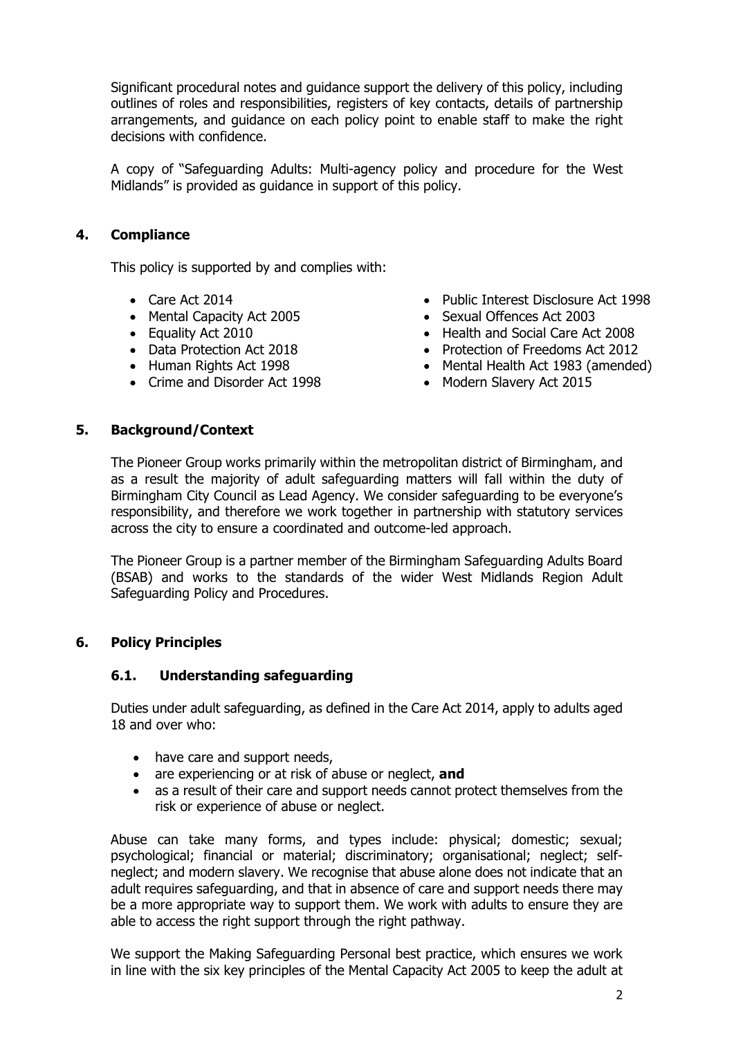Significant procedural notes and guidance support the delivery of this policy, including outlines of roles and responsibilities, registers of key contacts, details of partnership arrangements, and guidance on each policy point to enable staff to make the right decisions with confidence.

A copy of "Safeguarding Adults: Multi-agency policy and procedure for the West Midlands" is provided as guidance in support of this policy.

## 4. Compliance

This policy is supported by and complies with:

- Care Act 2014
- Mental Capacity Act 2005
- Equality Act 2010
- Data Protection Act 2018
- Human Rights Act 1998
- Crime and Disorder Act 1998
- Public Interest Disclosure Act 1998
- Sexual Offences Act 2003
- Health and Social Care Act 2008
- Protection of Freedoms Act 2012
- Mental Health Act 1983 (amended)
- Modern Slavery Act 2015

## 5. Background/Context

The Pioneer Group works primarily within the metropolitan district of Birmingham, and as a result the majority of adult safeguarding matters will fall within the duty of Birmingham City Council as Lead Agency. We consider safeguarding to be everyone's responsibility, and therefore we work together in partnership with statutory services across the city to ensure a coordinated and outcome-led approach.

The Pioneer Group is a partner member of the Birmingham Safeguarding Adults Board (BSAB) and works to the standards of the wider West Midlands Region Adult Safeguarding Policy and Procedures.

## 6. Policy Principles

### 6.1. Understanding safeguarding

Duties under adult safeguarding, as defined in the Care Act 2014, apply to adults aged 18 and over who:

- have care and support needs,
- are experiencing or at risk of abuse or neglect, **and**
- as a result of their care and support needs cannot protect themselves from the risk or experience of abuse or neglect.

Abuse can take many forms, and types include: physical; domestic; sexual; psychological; financial or material; discriminatory; organisational; neglect; self-neglect; and modern slavery. We recognise that abuse alone does not indicate that an adult requires safeguarding, and that in absence of care and support needs there may be a more appropriate way to support them. We work with adults to ensure they are able to access the right support through the right pathway.

We support the Making Safeguarding Personal best practice, which ensures we work in line with the six key principles of the Mental Capacity Act 2005 to keep the adult at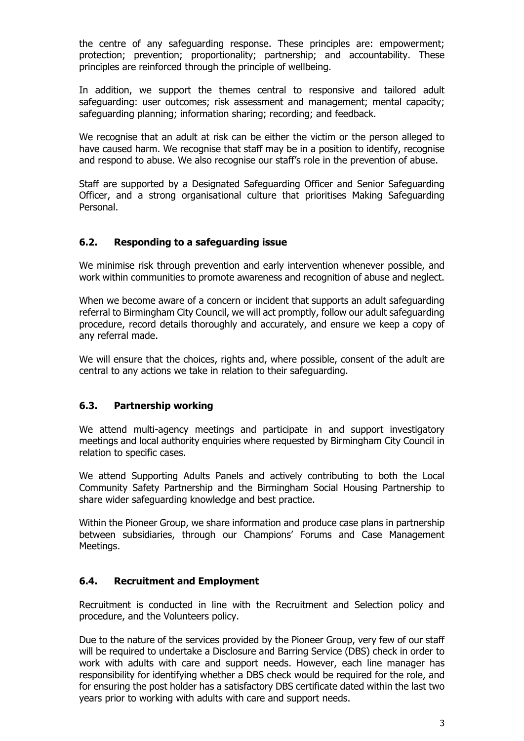the centre of any safeguarding response. These principles are: empowerment; protection; prevention; proportionality; partnership; and accountability. These principles are reinforced through the principle of wellbeing.

In addition, we support the themes central to responsive and tailored adult safeguarding: user outcomes; risk assessment and management; mental capacity; safeguarding planning; information sharing; recording; and feedback.

We recognise that an adult at risk can be either the victim or the person alleged to have caused harm. We recognise that staff may be in a position to identify, recognise and respond to abuse. We also recognise our staff's role in the prevention of abuse.

Staff are supported by a Designated Safeguarding Officer and Senior Safeguarding Officer, and a strong organisational culture that prioritises Making Safeguarding Personal.

### 6.2. Responding to a safeguarding issue

We minimise risk through prevention and early intervention whenever possible, and work within communities to promote awareness and recognition of abuse and neglect.

When we become aware of a concern or incident that supports an adult safeguarding referral to Birmingham City Council, we will act promptly, follow our adult safeguarding procedure, record details thoroughly and accurately, and ensure we keep a copy of any referral made.

We will ensure that the choices, rights and, where possible, consent of the adult are central to any actions we take in relation to their safeguarding.

### 6.3. Partnership working

We attend multi-agency meetings and participate in and support investigatory meetings and local authority enquiries where requested by Birmingham City Council in relation to specific cases.

We attend Supporting Adults Panels and actively contributing to both the Local Community Safety Partnership and the Birmingham Social Housing Partnership to share wider safeguarding knowledge and best practice.

Within the Pioneer Group, we share information and produce case plans in partnership between subsidiaries, through our Champions' Forums and Case Management Meetings.

### 6.4. Recruitment and Employment

Recruitment is conducted in line with the Recruitment and Selection policy and procedure, and the Volunteers policy.

Due to the nature of the services provided by the Pioneer Group, very few of our staff will be required to undertake a Disclosure and Barring Service (DBS) check in order to work with adults with care and support needs. However, each line manager has responsibility for identifying whether a DBS check would be required for the role, and for ensuring the post holder has a satisfactory DBS certificate dated within the last two years prior to working with adults with care and support needs.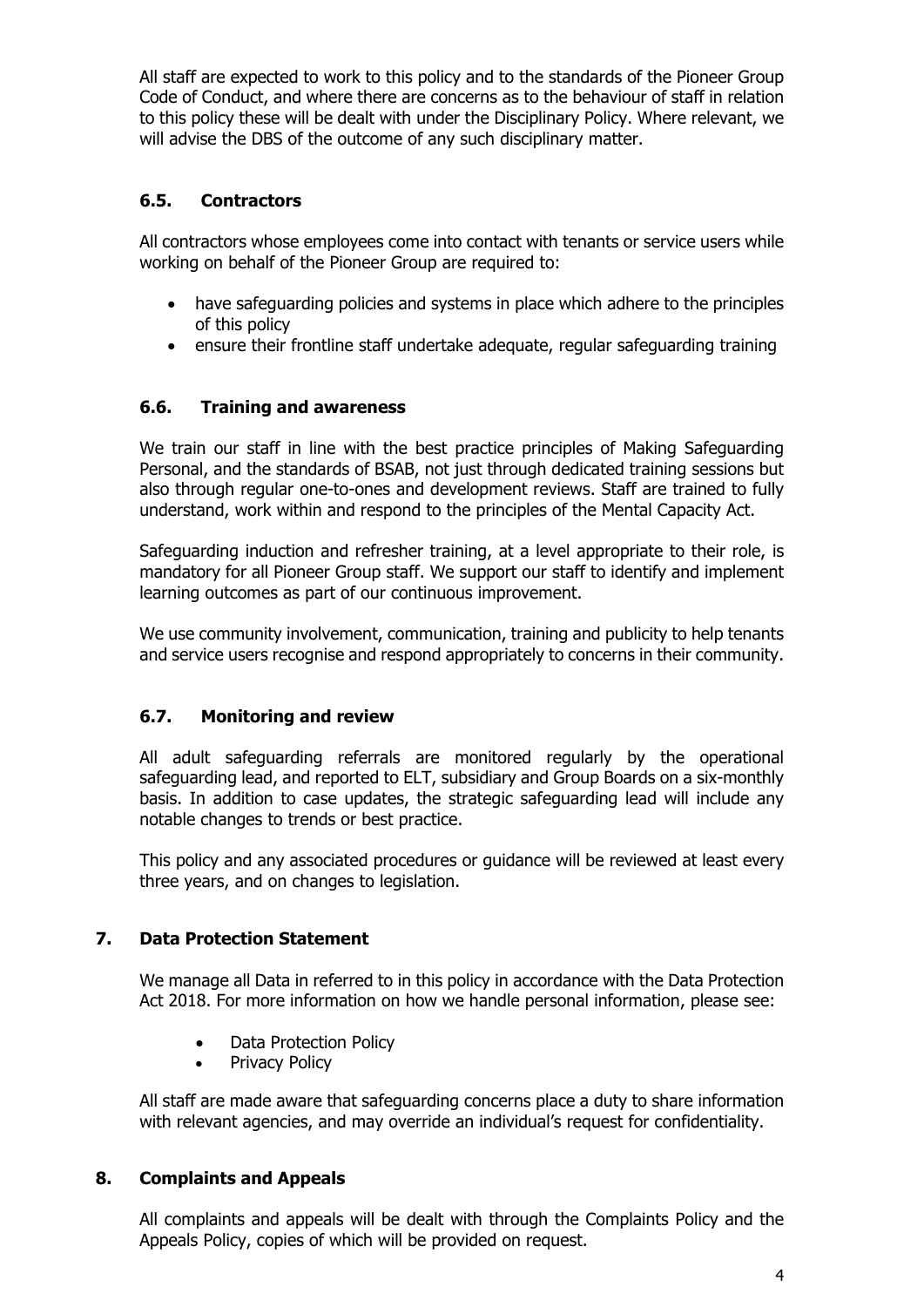All staff are expected to work to this policy and to the standards of the Pioneer Group Code of Conduct, and where there are concerns as to the behaviour of staff in relation to this policy these will be dealt with under the Disciplinary Policy. Where relevant, we will advise the DBS of the outcome of any such disciplinary matter.

### 6.5. Contractors

All contractors whose employees come into contact with tenants or service users while working on behalf of the Pioneer Group are required to:

- have safeguarding policies and systems in place which adhere to the principles of this policy
- ensure their frontline staff undertake adequate, regular safeguarding training

### 6.6. Training and awareness

We train our staff in line with the best practice principles of Making Safeguarding Personal, and the standards of BSAB, not just through dedicated training sessions but also through regular one-to-ones and development reviews. Staff are trained to fully understand, work within and respond to the principles of the Mental Capacity Act.

Safeguarding induction and refresher training, at a level appropriate to their role, is mandatory for all Pioneer Group staff. We support our staff to identify and implement learning outcomes as part of our continuous improvement.

We use community involvement, communication, training and publicity to help tenants and service users recognise and respond appropriately to concerns in their community.

### 6.7. Monitoring and review

All adult safeguarding referrals are monitored regularly by the operational safeguarding lead, and reported to ELT, subsidiary and Group Boards on a six-monthly basis. In addition to case updates, the strategic safeguarding lead will include any notable changes to trends or best practice.

This policy and any associated procedures or guidance will be reviewed at least every three years, and on changes to legislation.

## 7. Data Protection Statement

We manage all Data in referred to in this policy in accordance with the Data Protection Act 2018. For more information on how we handle personal information, please see:

- Data Protection Policy
- Privacy Policy

All staff are made aware that safeguarding concerns place a duty to share information with relevant agencies, and may override an individual's request for confidentiality.

## 8. Complaints and Appeals

All complaints and appeals will be dealt with through the Complaints Policy and the Appeals Policy, copies of which will be provided on request.